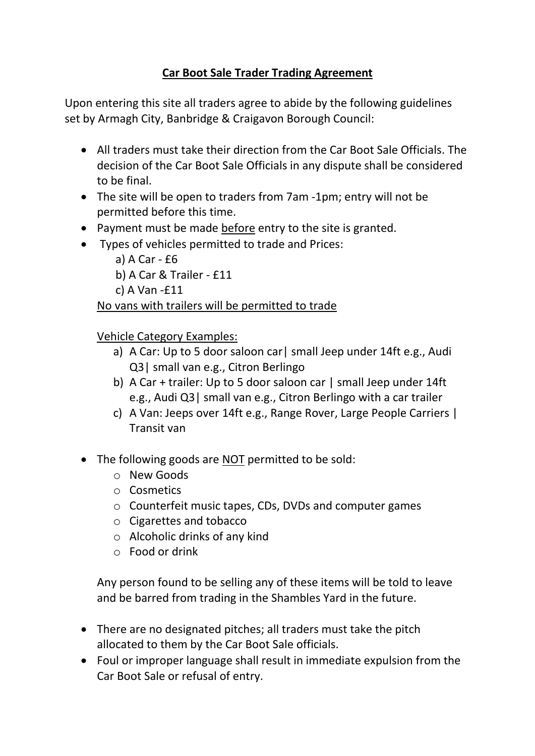# <u>Car Boot Sale Trader Trading Agreement</u>

Upon entering this site all traders agree to abide by the following guidelines set by Armagh City, Banbridge & Craigavon Borough Council:

- All traders must take their direction from the Car Boot Sale Officials. The decision of the Car Boot Sale Officials in any dispute shall be considered to be final.
- The site will be open to traders from 7am -1pm; entry will not be permitted before this time.
- Payment must be made <u>before</u> entry to the site is granted.
- Types of vehicles permitted to trade and Prices:
  a) A Car - £6
  b) A Car & Trailer - £11
  c) A Van -£11

  <u>No vans with trailers will be permitted to trade</u>

  <u>Vehicle Category Examples:</u>
  a) A Car: Up to 5 door saloon car| small Jeep under 14ft e.g., Audi Q3| small van e.g., Citron Berlingo
  b) A Car + trailer: Up to 5 door saloon car | small Jeep under 14ft e.g., Audi Q3| small van e.g., Citron Berlingo with a car trailer
  c) A Van: Jeeps over 14ft e.g., Range Rover, Large People Carriers | Transit van

- The following goods are <u>NOT</u> permitted to be sold:
  - New Goods
  - Cosmetics
  - Counterfeit music tapes, CDs, DVDs and computer games
  - Cigarettes and tobacco
  - Alcoholic drinks of any kind
  - Food or drink

  Any person found to be selling any of these items will be told to leave and be barred from trading in the Shambles Yard in the future.

- There are no designated pitches; all traders must take the pitch allocated to them by the Car Boot Sale officials.
- Foul or improper language shall result in immediate expulsion from the Car Boot Sale or refusal of entry.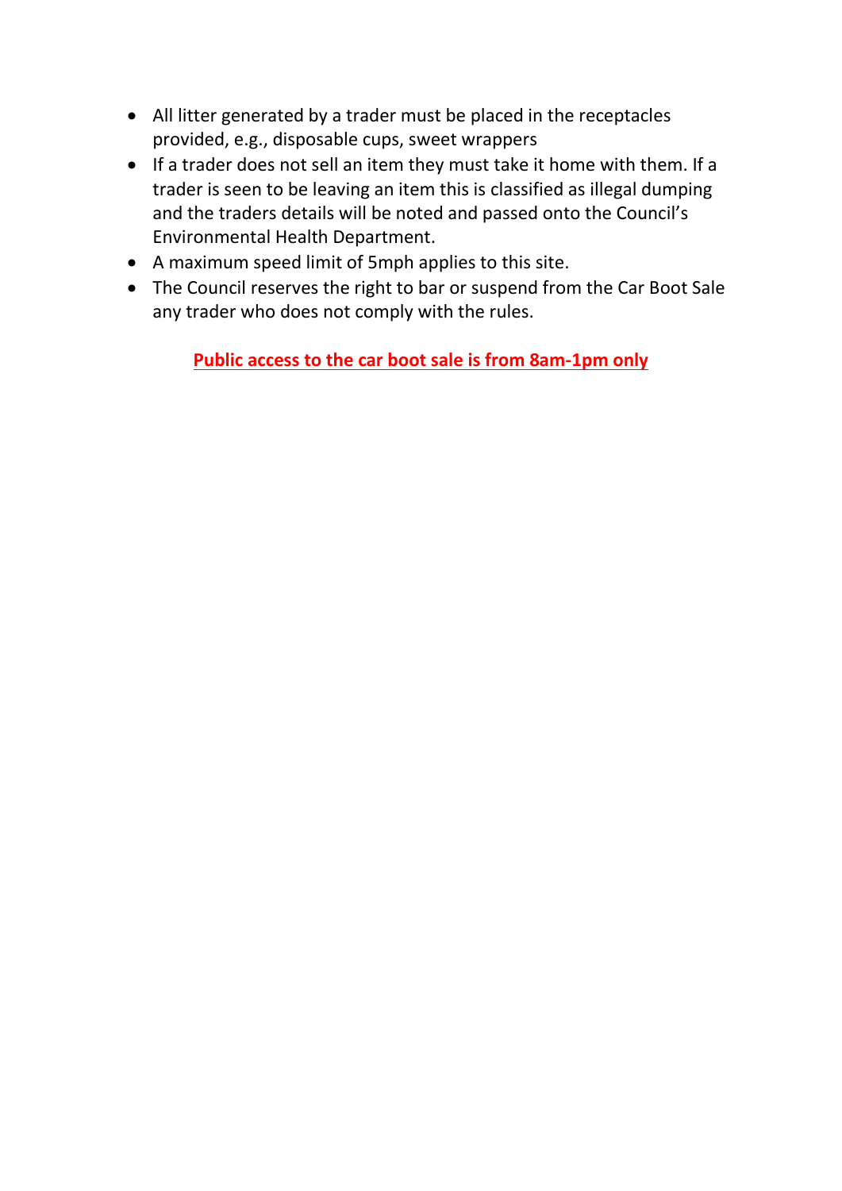- All litter generated by a trader must be placed in the receptacles provided, e.g., disposable cups, sweet wrappers
- If a trader does not sell an item they must take it home with them. If a trader is seen to be leaving an item this is classified as illegal dumping and the traders details will be noted and passed onto the Council's Environmental Health Department.
- A maximum speed limit of 5mph applies to this site.
- The Council reserves the right to bar or suspend from the Car Boot Sale any trader who does not comply with the rules.

**Public access to the car boot sale is from 8am-1pm only**